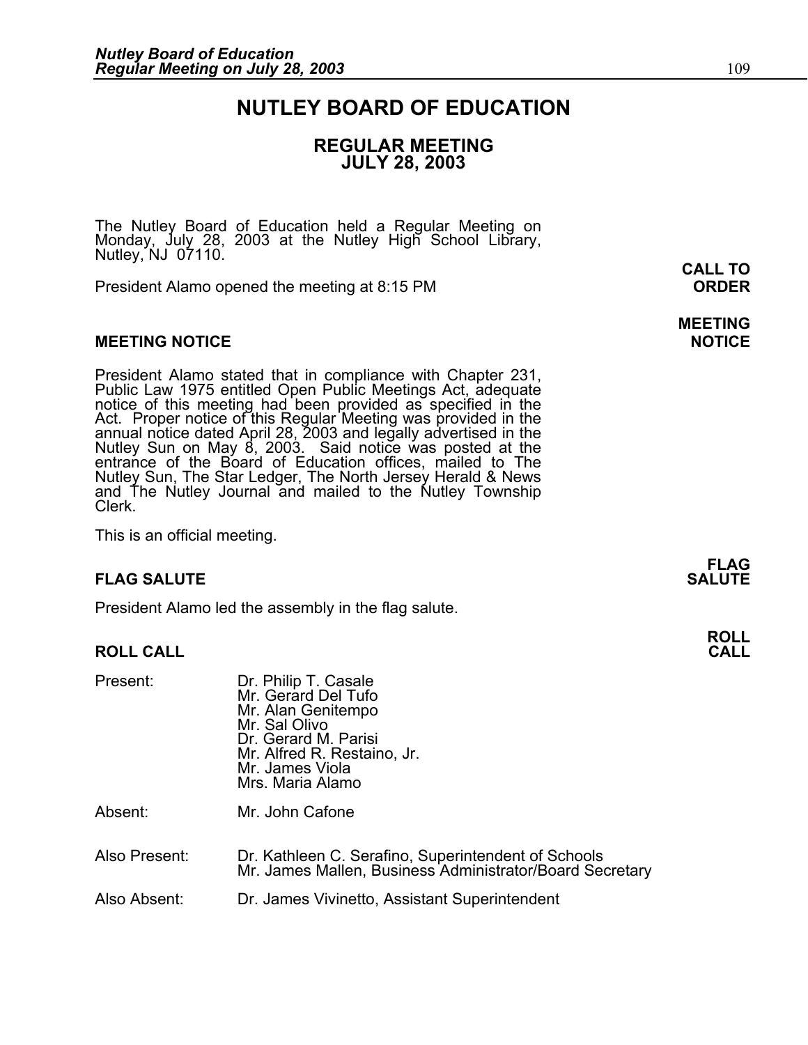# NUTLEY BOARD OF EDUCATION

## REGULAR MEETING
## JULY 28, 2003

The Nutley Board of Education held a Regular Meeting on Monday, July 28, 2003 at the Nutley High School Library, Nutley, NJ 07110.

**CALL TO ORDER**

President Alamo opened the meeting at 8:15 PM

### MEETING NOTICE

President Alamo stated that in compliance with Chapter 231, Public Law 1975 entitled Open Public Meetings Act, adequate notice of this meeting had been provided as specified in the Act. Proper notice of this Regular Meeting was provided in the annual notice dated April 28, 2003 and legally advertised in the Nutley Sun on May 8, 2003. Said notice was posted at the entrance of the Board of Education offices, mailed to The Nutley Sun, The Star Ledger, The North Jersey Herald & News and The Nutley Journal and mailed to the Nutley Township Clerk.

This is an official meeting.

### FLAG SALUTE

President Alamo led the assembly in the flag salute.

### ROLL CALL

| | |
|---|---|
| Present: | Dr. Philip T. Casale<br>Mr. Gerard Del Tufo<br>Mr. Alan Genitempo<br>Mr. Sal Olivo<br>Dr. Gerard M. Parisi<br>Mr. Alfred R. Restaino, Jr.<br>Mr. James Viola<br>Mrs. Maria Alamo |
| Absent: | Mr. John Cafone |
| Also Present: | Dr. Kathleen C. Serafino, Superintendent of Schools<br>Mr. James Mallen, Business Administrator/Board Secretary |
| Also Absent: | Dr. James Vivinetto, Assistant Superintendent |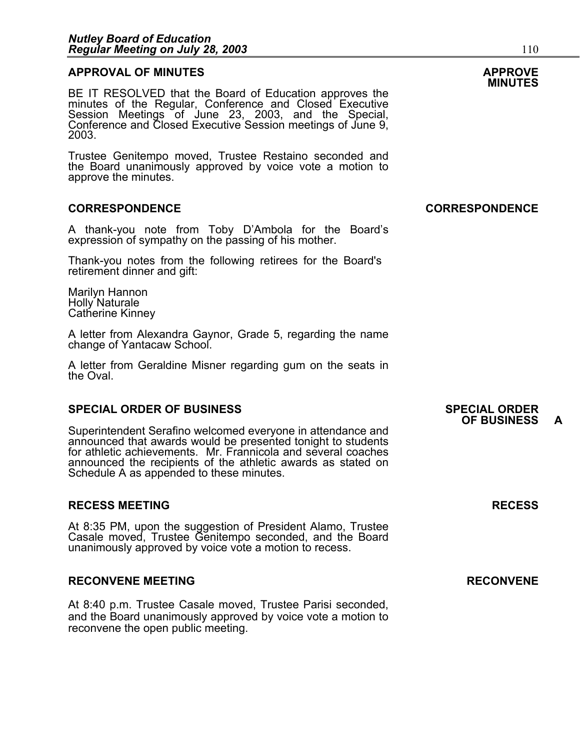## APPROVAL OF MINUTES

**APPROVE MINUTES**

BE IT RESOLVED that the Board of Education approves the minutes of the Regular, Conference and Closed Executive Session Meetings of June 23, 2003, and the Special, Conference and Closed Executive Session meetings of June 9, 2003.

Trustee Genitempo moved, Trustee Restaino seconded and the Board unanimously approved by voice vote a motion to approve the minutes.

## CORRESPONDENCE

**CORRESPONDENCE**

A thank-you note from Toby D'Ambola for the Board's expression of sympathy on the passing of his mother.

Thank-you notes from the following retirees for the Board's retirement dinner and gift:

Marilyn Hannon
Holly Naturale
Catherine Kinney

A letter from Alexandra Gaynor, Grade 5, regarding the name change of Yantacaw School.

A letter from Geraldine Misner regarding gum on the seats in the Oval.

## SPECIAL ORDER OF BUSINESS

**SPECIAL ORDER OF BUSINESS A**

Superintendent Serafino welcomed everyone in attendance and announced that awards would be presented tonight to students for athletic achievements. Mr. Frannicola and several coaches announced the recipients of the athletic awards as stated on Schedule A as appended to these minutes.

## RECESS MEETING

**RECESS**

At 8:35 PM, upon the suggestion of President Alamo, Trustee Casale moved, Trustee Genitempo seconded, and the Board unanimously approved by voice vote a motion to recess.

## RECONVENE MEETING

**RECONVENE**

At 8:40 p.m. Trustee Casale moved, Trustee Parisi seconded, and the Board unanimously approved by voice vote a motion to reconvene the open public meeting.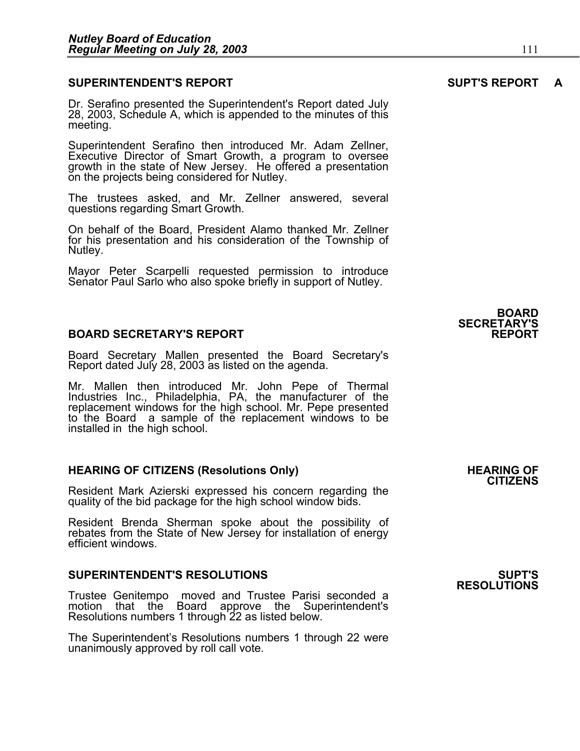## SUPERINTENDENT'S REPORT

**SUPT'S REPORT A**

Dr. Serafino presented the Superintendent's Report dated July 28, 2003, Schedule A, which is appended to the minutes of this meeting.

Superintendent Serafino then introduced Mr. Adam Zellner, Executive Director of Smart Growth, a program to oversee growth in the state of New Jersey. He offered a presentation on the projects being considered for Nutley.

The trustees asked, and Mr. Zellner answered, several questions regarding Smart Growth.

On behalf of the Board, President Alamo thanked Mr. Zellner for his presentation and his consideration of the Township of Nutley.

Mayor Peter Scarpelli requested permission to introduce Senator Paul Sarlo who also spoke briefly in support of Nutley.

## BOARD SECRETARY'S REPORT

**BOARD SECRETARY'S REPORT**

Board Secretary Mallen presented the Board Secretary's Report dated July 28, 2003 as listed on the agenda.

Mr. Mallen then introduced Mr. John Pepe of Thermal Industries Inc., Philadelphia, PA, the manufacturer of the replacement windows for the high school. Mr. Pepe presented to the Board a sample of the replacement windows to be installed in the high school.

## HEARING OF CITIZENS (Resolutions Only)

**HEARING OF CITIZENS**

Resident Mark Azierski expressed his concern regarding the quality of the bid package for the high school window bids.

Resident Brenda Sherman spoke about the possibility of rebates from the State of New Jersey for installation of energy efficient windows.

## SUPERINTENDENT'S RESOLUTIONS

**SUPT'S RESOLUTIONS**

Trustee Genitempo moved and Trustee Parisi seconded a motion that the Board approve the Superintendent's Resolutions numbers 1 through 22 as listed below.

The Superintendent's Resolutions numbers 1 through 22 were unanimously approved by roll call vote.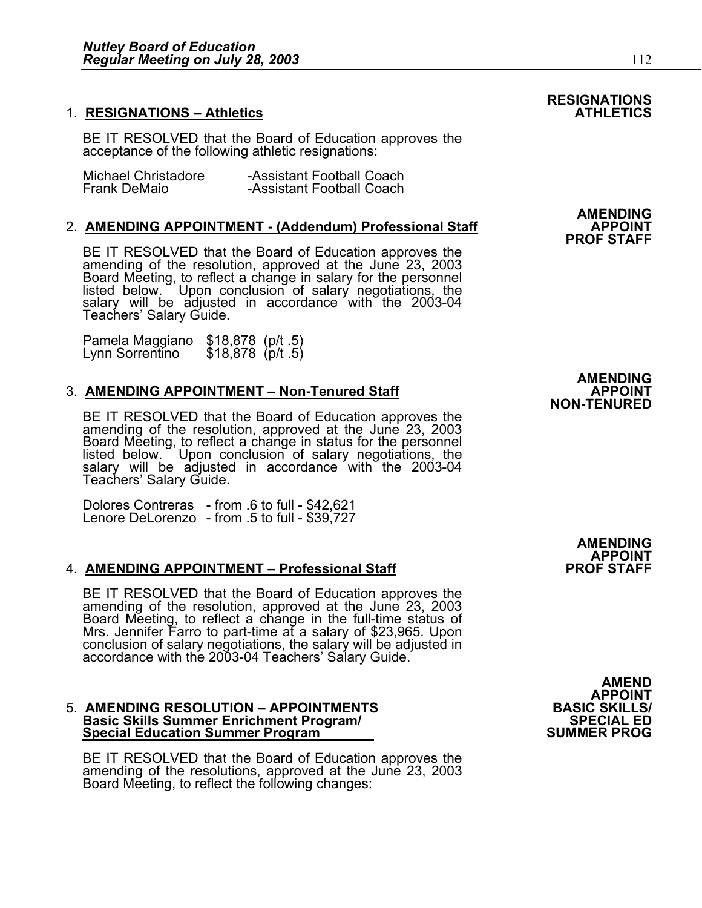1. **RESIGNATIONS – Athletics**

**RESIGNATIONS ATHLETICS**

BE IT RESOLVED that the Board of Education approves the acceptance of the following athletic resignations:

| | |
|---|---|
| Michael Christadore | -Assistant Football Coach |
| Frank DeMaio | -Assistant Football Coach |

2. **AMENDING APPOINTMENT - (Addendum) Professional Staff**

**AMENDING APPOINT PROF STAFF**

BE IT RESOLVED that the Board of Education approves the amending of the resolution, approved at the June 23, 2003 Board Meeting, to reflect a change in salary for the personnel listed below. Upon conclusion of salary negotiations, the salary will be adjusted in accordance with the 2003-04 Teachers' Salary Guide.

| | |
|---|---|
| Pamela Maggiano | $18,878 (p/t .5) |
| Lynn Sorrentino | $18,878 (p/t .5) |

3. **AMENDING APPOINTMENT – Non-Tenured Staff**

**AMENDING APPOINT NON-TENURED**

BE IT RESOLVED that the Board of Education approves the amending of the resolution, approved at the June 23, 2003 Board Meeting, to reflect a change in status for the personnel listed below. Upon conclusion of salary negotiations, the salary will be adjusted in accordance with the 2003-04 Teachers' Salary Guide.

Dolores Contreras - from .6 to full - $42,621
Lenore DeLorenzo - from .5 to full - $39,727

4. **AMENDING APPOINTMENT – Professional Staff**

**AMENDING APPOINT PROF STAFF**

BE IT RESOLVED that the Board of Education approves the amending of the resolution, approved at the June 23, 2003 Board Meeting, to reflect a change in the full-time status of Mrs. Jennifer Farro to part-time at a salary of $23,965. Upon conclusion of salary negotiations, the salary will be adjusted in accordance with the 2003-04 Teachers' Salary Guide.

5. **AMENDING RESOLUTION – APPOINTMENTS Basic Skills Summer Enrichment Program/ Special Education Summer Program**

**AMEND APPOINT BASIC SKILLS/ SPECIAL ED SUMMER PROG**

BE IT RESOLVED that the Board of Education approves the amending of the resolutions, approved at the June 23, 2003 Board Meeting, to reflect the following changes: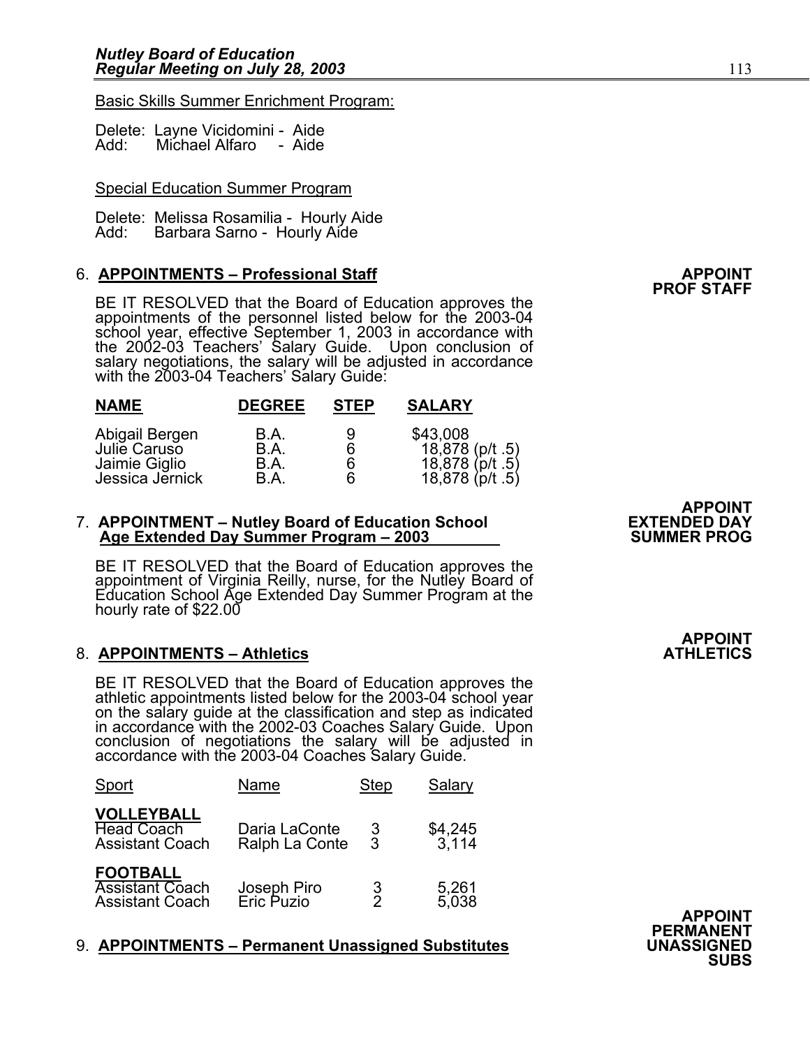Basic Skills Summer Enrichment Program:

Delete: Layne Vicidomini - Aide
Add: Michael Alfaro - Aide

Special Education Summer Program

Delete: Melissa Rosamilia - Hourly Aide
Add: Barbara Sarno - Hourly Aide

6. **APPOINTMENTS – Professional Staff** **APPOINT PROF STAFF**

BE IT RESOLVED that the Board of Education approves the appointments of the personnel listed below for the 2003-04 school year, effective September 1, 2003 in accordance with the 2002-03 Teachers' Salary Guide. Upon conclusion of salary negotiations, the salary will be adjusted in accordance with the 2003-04 Teachers' Salary Guide:

| NAME | DEGREE | STEP | SALARY |
|---|---|---|---|
| Abigail Bergen | B.A. | 9 | $43,008 |
| Julie Caruso | B.A. | 6 | 18,878 (p/t .5) |
| Jaimie Giglio | B.A. | 6 | 18,878 (p/t .5) |
| Jessica Jernick | B.A. | 6 | 18,878 (p/t .5) |

7. **APPOINTMENT – Nutley Board of Education School Age Extended Day Summer Program – 2003** **APPOINT EXTENDED DAY SUMMER PROG**

BE IT RESOLVED that the Board of Education approves the appointment of Virginia Reilly, nurse, for the Nutley Board of Education School Age Extended Day Summer Program at the hourly rate of $22.00

8. **APPOINTMENTS – Athletics** **APPOINT ATHLETICS**

BE IT RESOLVED that the Board of Education approves the athletic appointments listed below for the 2003-04 school year on the salary guide at the classification and step as indicated in accordance with the 2002-03 Coaches Salary Guide. Upon conclusion of negotiations the salary will be adjusted in accordance with the 2003-04 Coaches Salary Guide.

| Sport | Name | Step | Salary |
|---|---|---|---|
| **VOLLEYBALL** | | | |
| Head Coach | Daria LaConte | 3 | $4,245 |
| Assistant Coach | Ralph La Conte | 3 | 3,114 |
| **FOOTBALL** | | | |
| Assistant Coach | Joseph Piro | 3 | 5,261 |
| Assistant Coach | Eric Puzio | 2 | 5,038 |

9. **APPOINTMENTS – Permanent Unassigned Substitutes** **APPOINT PERMANENT UNASSIGNED SUBS**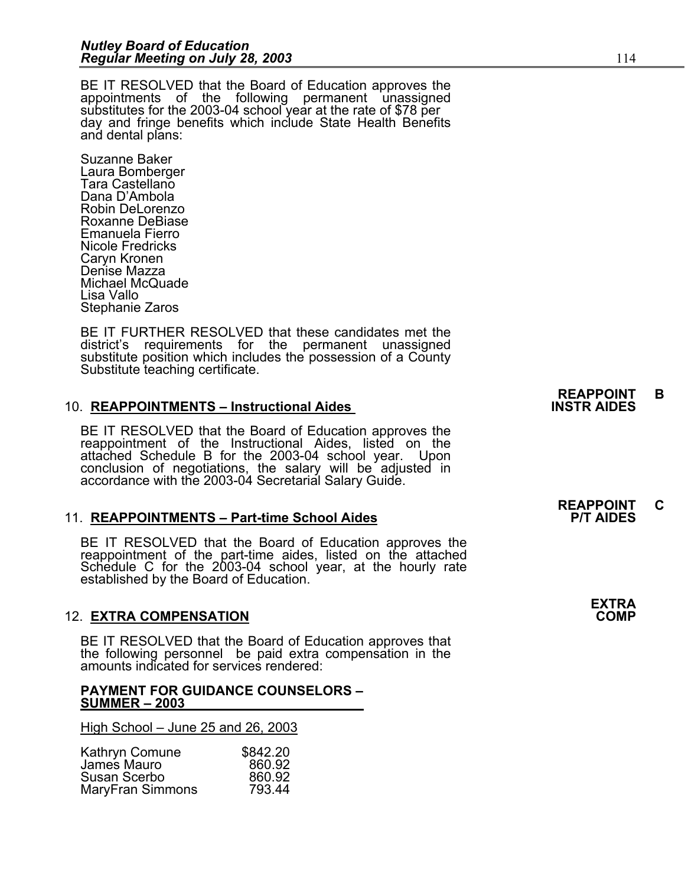BE IT RESOLVED that the Board of Education approves the appointments of the following permanent unassigned substitutes for the 2003-04 school year at the rate of $78 per day and fringe benefits which include State Health Benefits and dental plans:

Suzanne Baker
Laura Bomberger
Tara Castellano
Dana D'Ambola
Robin DeLorenzo
Roxanne DeBiase
Emanuela Fierro
Nicole Fredricks
Caryn Kronen
Denise Mazza
Michael McQuade
Lisa Vallo
Stephanie Zaros

BE IT FURTHER RESOLVED that these candidates met the district's requirements for the permanent unassigned substitute position which includes the possession of a County Substitute teaching certificate.

**REAPPOINT INSTR AIDES** **B**

10. **REAPPOINTMENTS – Instructional Aides**

BE IT RESOLVED that the Board of Education approves the reappointment of the Instructional Aides, listed on the attached Schedule B for the 2003-04 school year. Upon conclusion of negotiations, the salary will be adjusted in accordance with the 2003-04 Secretarial Salary Guide.

**REAPPOINT P/T AIDES** **C**

11. **REAPPOINTMENTS – Part-time School Aides**

BE IT RESOLVED that the Board of Education approves the reappointment of the part-time aides, listed on the attached Schedule C for the 2003-04 school year, at the hourly rate established by the Board of Education.

**EXTRA COMP**

12. **EXTRA COMPENSATION**

BE IT RESOLVED that the Board of Education approves that the following personnel be paid extra compensation in the amounts indicated for services rendered:

**PAYMENT FOR GUIDANCE COUNSELORS – SUMMER – 2003**

High School – June 25 and 26, 2003

| | |
|---|---|
| Kathryn Comune | $842.20 |
| James Mauro | 860.92 |
| Susan Scerbo | 860.92 |
| MaryFran Simmons | 793.44 |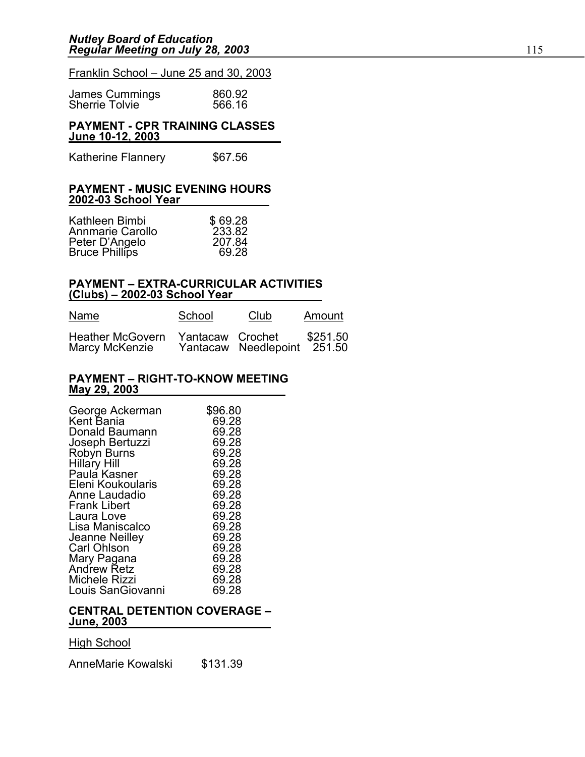Franklin School – June 25 and 30, 2003

| | |
|---|---|
| James Cummings | 860.92 |
| Sherrie Tolvie | 566.16 |

**PAYMENT - CPR TRAINING CLASSES**
**June 10-12, 2003**

| | |
|---|---|
| Katherine Flannery | $67.56 |

**PAYMENT - MUSIC EVENING HOURS**
**2002-03 School Year**

| | |
|---|---|
| Kathleen Bimbi | $ 69.28 |
| Annmarie Carollo | 233.82 |
| Peter D'Angelo | 207.84 |
| Bruce Phillips | 69.28 |

**PAYMENT – EXTRA-CURRICULAR ACTIVITIES**
**(Clubs) – 2002-03 School Year**

| Name | School | Club | Amount |
|---|---|---|---|
| Heather McGovern | Yantacaw | Crochet | $251.50 |
| Marcy McKenzie | Yantacaw | Needlepoint | 251.50 |

**PAYMENT – RIGHT-TO-KNOW MEETING**
**May 29, 2003**

| | |
|---|---|
| George Ackerman | $96.80 |
| Kent Bania | 69.28 |
| Donald Baumann | 69.28 |
| Joseph Bertuzzi | 69.28 |
| Robyn Burns | 69.28 |
| Hillary Hill | 69.28 |
| Paula Kasner | 69.28 |
| Eleni Koukoularis | 69.28 |
| Anne Laudadio | 69.28 |
| Frank Libert | 69.28 |
| Laura Love | 69.28 |
| Lisa Maniscalco | 69.28 |
| Jeanne Neilley | 69.28 |
| Carl Ohlson | 69.28 |
| Mary Pagana | 69.28 |
| Andrew Retz | 69.28 |
| Michele Rizzi | 69.28 |
| Louis SanGiovanni | 69.28 |

**CENTRAL DETENTION COVERAGE –**
**June, 2003**

High School

| | |
|---|---|
| AnneMarie Kowalski | $131.39 |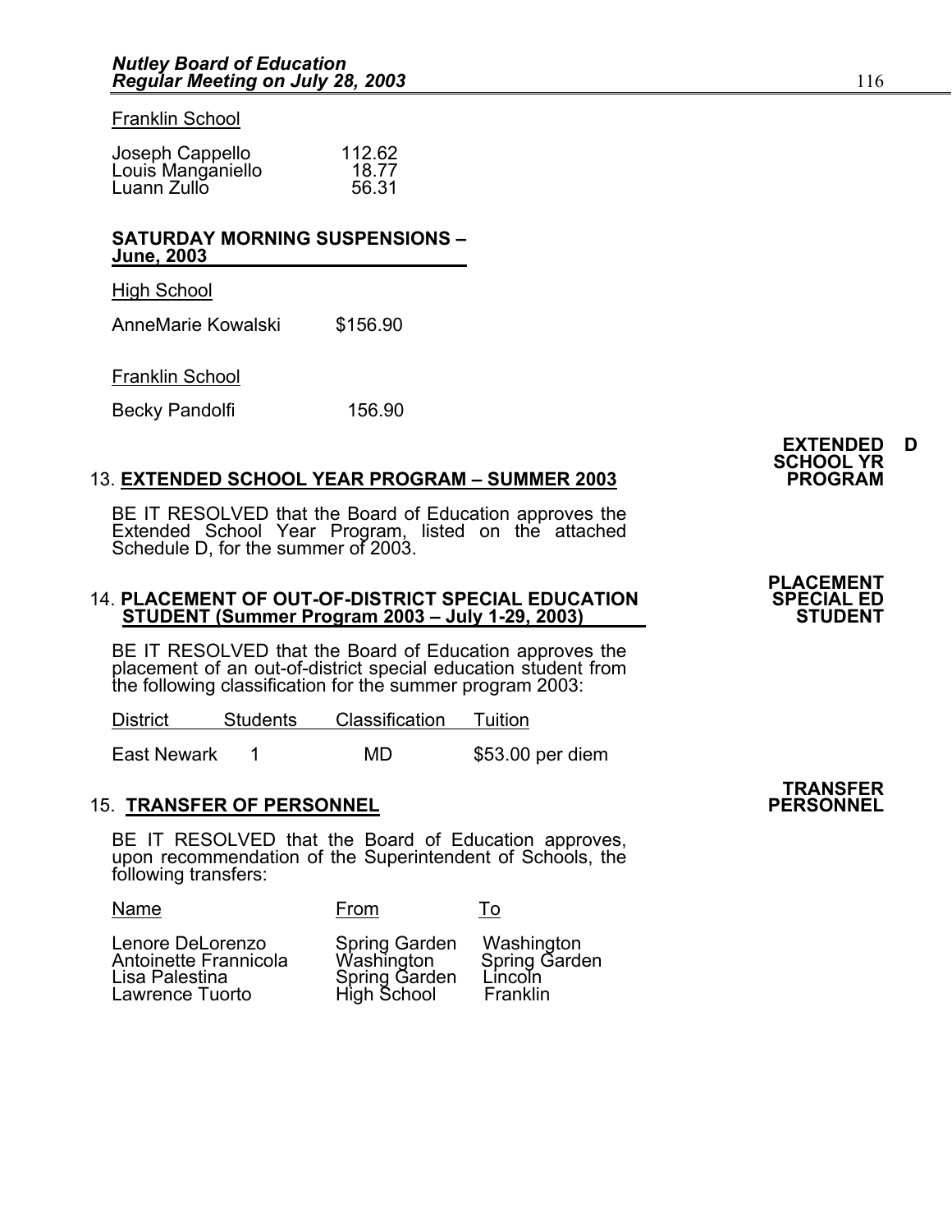Franklin School

| | |
|---|---|
| Joseph Cappello | 112.62 |
| Louis Manganiello | 18.77 |
| Luann Zullo | 56.31 |

**SATURDAY MORNING SUSPENSIONS – June, 2003**

High School

| | |
|---|---|
| AnneMarie Kowalski | $156.90 |

Franklin School

| | |
|---|---|
| Becky Pandolfi | 156.90 |

**EXTENDED SCHOOL YR PROGRAM** **D**

13. **EXTENDED SCHOOL YEAR PROGRAM – SUMMER 2003**

BE IT RESOLVED that the Board of Education approves the Extended School Year Program, listed on the attached Schedule D, for the summer of 2003.

**PLACEMENT SPECIAL ED STUDENT**

14. **PLACEMENT OF OUT-OF-DISTRICT SPECIAL EDUCATION STUDENT (Summer Program 2003 – July 1-29, 2003)**

BE IT RESOLVED that the Board of Education approves the placement of an out-of-district special education student from the following classification for the summer program 2003:

| District | Students | Classification | Tuition |
|---|---|---|---|
| East Newark | 1 | MD | $53.00 per diem |

**TRANSFER PERSONNEL**

15. **TRANSFER OF PERSONNEL**

BE IT RESOLVED that the Board of Education approves, upon recommendation of the Superintendent of Schools, the following transfers:

| Name | From | To |
|---|---|---|
| Lenore DeLorenzo | Spring Garden | Washington |
| Antoinette Frannicola | Washington | Spring Garden |
| Lisa Palestina | Spring Garden | Lincoln |
| Lawrence Tuorto | High School | Franklin |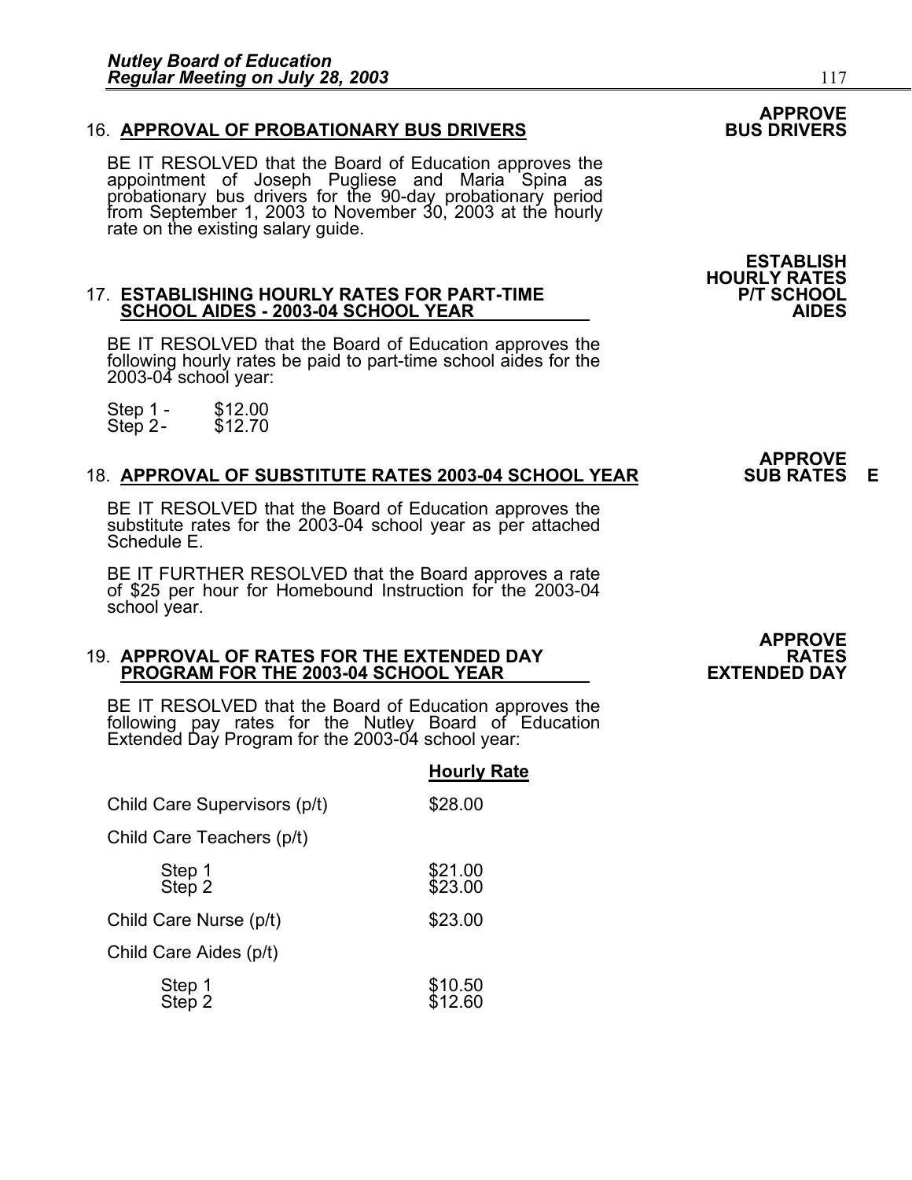**APPROVE BUS DRIVERS**

16. **APPROVAL OF PROBATIONARY BUS DRIVERS**

BE IT RESOLVED that the Board of Education approves the appointment of Joseph Pugliese and Maria Spina as probationary bus drivers for the 90-day probationary period from September 1, 2003 to November 30, 2003 at the hourly rate on the existing salary guide.

**ESTABLISH HOURLY RATES P/T SCHOOL AIDES**

17. **ESTABLISHING HOURLY RATES FOR PART-TIME SCHOOL AIDES - 2003-04 SCHOOL YEAR**

BE IT RESOLVED that the Board of Education approves the following hourly rates be paid to part-time school aides for the 2003-04 school year:

Step 1 - $12.00
Step 2 - $12.70

**APPROVE SUB RATES E**

18. **APPROVAL OF SUBSTITUTE RATES 2003-04 SCHOOL YEAR**

BE IT RESOLVED that the Board of Education approves the substitute rates for the 2003-04 school year as per attached Schedule E.

BE IT FURTHER RESOLVED that the Board approves a rate of $25 per hour for Homebound Instruction for the 2003-04 school year.

**APPROVE RATES EXTENDED DAY**

19. **APPROVAL OF RATES FOR THE EXTENDED DAY PROGRAM FOR THE 2003-04 SCHOOL YEAR**

BE IT RESOLVED that the Board of Education approves the following pay rates for the Nutley Board of Education Extended Day Program for the 2003-04 school year:

| | **Hourly Rate** |
|---|---|
| Child Care Supervisors (p/t) | $28.00 |
| Child Care Teachers (p/t) | |
| Step 1 | $21.00 |
| Step 2 | $23.00 |
| Child Care Nurse (p/t) | $23.00 |
| Child Care Aides (p/t) | |
| Step 1 | $10.50 |
| Step 2 | $12.60 |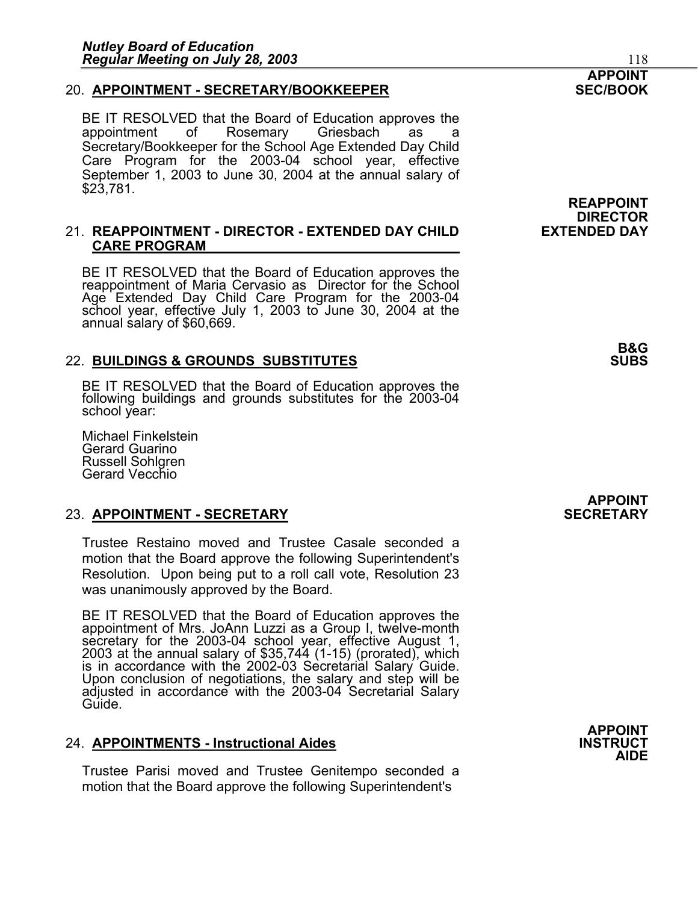## 20. APPOINTMENT - SECRETARY/BOOKKEEPER

**APPOINT SEC/BOOK**

BE IT RESOLVED that the Board of Education approves the appointment of Rosemary Griesbach as a Secretary/Bookkeeper for the School Age Extended Day Child Care Program for the 2003-04 school year, effective September 1, 2003 to June 30, 2004 at the annual salary of $23,781.

## 21. REAPPOINTMENT - DIRECTOR - EXTENDED DAY CHILD CARE PROGRAM

**REAPPOINT DIRECTOR EXTENDED DAY**

BE IT RESOLVED that the Board of Education approves the reappointment of Maria Cervasio as Director for the School Age Extended Day Child Care Program for the 2003-04 school year, effective July 1, 2003 to June 30, 2004 at the annual salary of $60,669.

## 22. BUILDINGS & GROUNDS SUBSTITUTES

**B&G SUBS**

BE IT RESOLVED that the Board of Education approves the following buildings and grounds substitutes for the 2003-04 school year:

Michael Finkelstein
Gerard Guarino
Russell Sohlgren
Gerard Vecchio

## 23. APPOINTMENT - SECRETARY

**APPOINT SECRETARY**

Trustee Restaino moved and Trustee Casale seconded a motion that the Board approve the following Superintendent's Resolution. Upon being put to a roll call vote, Resolution 23 was unanimously approved by the Board.

BE IT RESOLVED that the Board of Education approves the appointment of Mrs. JoAnn Luzzi as a Group I, twelve-month secretary for the 2003-04 school year, effective August 1, 2003 at the annual salary of $35,744 (1-15) (prorated), which is in accordance with the 2002-03 Secretarial Salary Guide. Upon conclusion of negotiations, the salary and step will be adjusted in accordance with the 2003-04 Secretarial Salary Guide.

## 24. APPOINTMENTS - Instructional Aides

**APPOINT INSTRUCT AIDE**

Trustee Parisi moved and Trustee Genitempo seconded a motion that the Board approve the following Superintendent's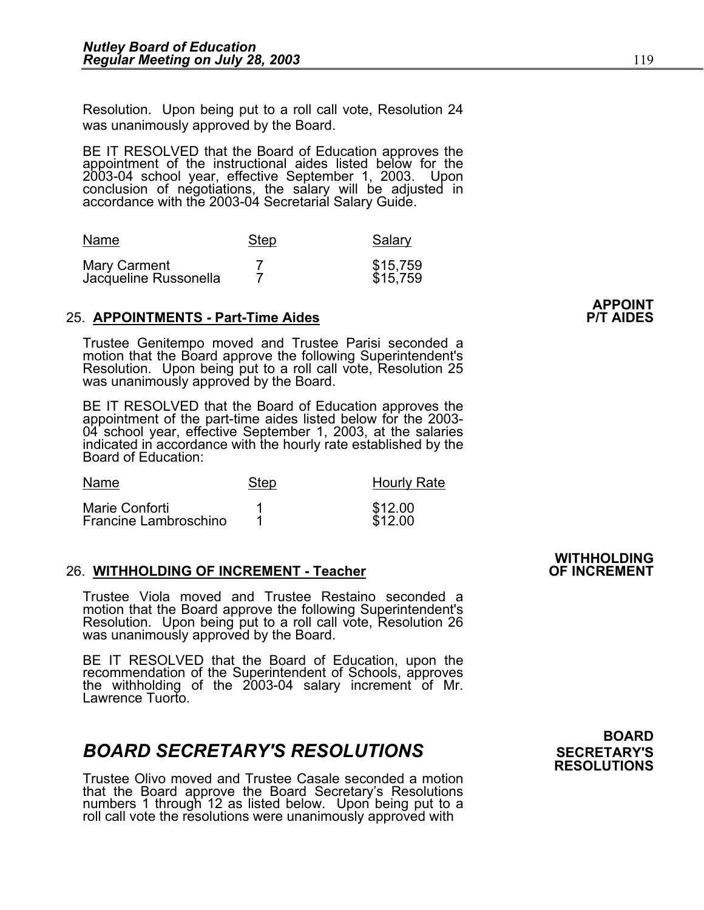Resolution. Upon being put to a roll call vote, Resolution 24 was unanimously approved by the Board.

BE IT RESOLVED that the Board of Education approves the appointment of the instructional aides listed below for the 2003-04 school year, effective September 1, 2003. Upon conclusion of negotiations, the salary will be adjusted in accordance with the 2003-04 Secretarial Salary Guide.

| Name | Step | Salary |
|---|---|---|
| Mary Carment | 7 | $15,759 |
| Jacqueline Russonella | 7 | $15,759 |

**APPOINT P/T AIDES**

25. **APPOINTMENTS - Part-Time Aides**

Trustee Genitempo moved and Trustee Parisi seconded a motion that the Board approve the following Superintendent's Resolution. Upon being put to a roll call vote, Resolution 25 was unanimously approved by the Board.

BE IT RESOLVED that the Board of Education approves the appointment of the part-time aides listed below for the 2003-04 school year, effective September 1, 2003, at the salaries indicated in accordance with the hourly rate established by the Board of Education:

| Name | Step | Hourly Rate |
|---|---|---|
| Marie Conforti | 1 | $12.00 |
| Francine Lambroschino | 1 | $12.00 |

**WITHHOLDING OF INCREMENT**

26. **WITHHOLDING OF INCREMENT - Teacher**

Trustee Viola moved and Trustee Restaino seconded a motion that the Board approve the following Superintendent's Resolution. Upon being put to a roll call vote, Resolution 26 was unanimously approved by the Board.

BE IT RESOLVED that the Board of Education, upon the recommendation of the Superintendent of Schools, approves the withholding of the 2003-04 salary increment of Mr. Lawrence Tuorto.

## *BOARD SECRETARY'S RESOLUTIONS*

**BOARD SECRETARY'S RESOLUTIONS**

Trustee Olivo moved and Trustee Casale seconded a motion that the Board approve the Board Secretary's Resolutions numbers 1 through 12 as listed below. Upon being put to a roll call vote the resolutions were unanimously approved with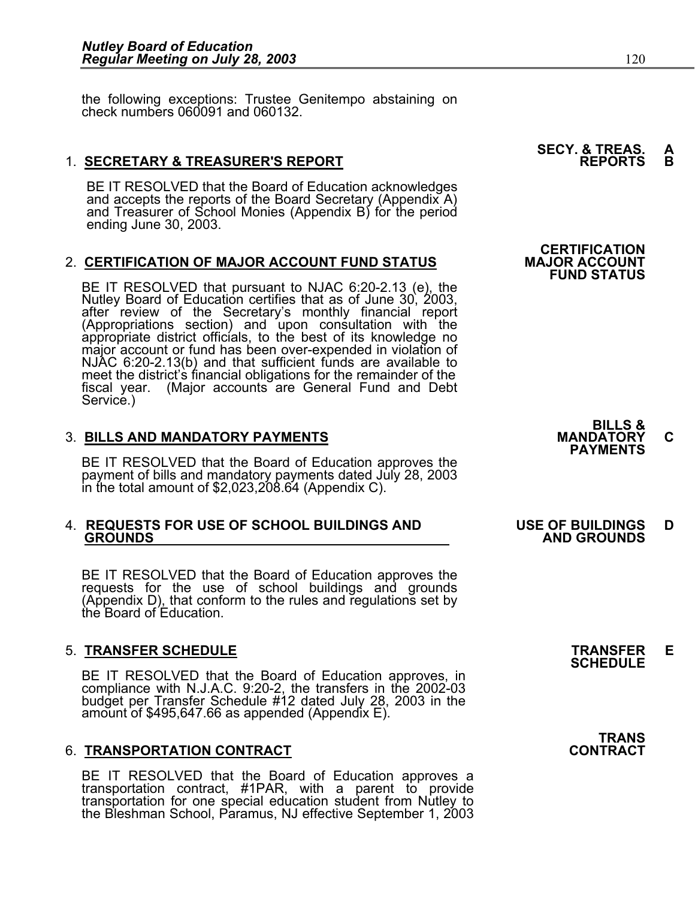the following exceptions: Trustee Genitempo abstaining on check numbers 060091 and 060132.

**SECY. & TREAS. REPORTS** **A B**

1. **SECRETARY & TREASURER'S REPORT**

BE IT RESOLVED that the Board of Education acknowledges and accepts the reports of the Board Secretary (Appendix A) and Treasurer of School Monies (Appendix B) for the period ending June 30, 2003.

**CERTIFICATION MAJOR ACCOUNT FUND STATUS**

2. **CERTIFICATION OF MAJOR ACCOUNT FUND STATUS**

BE IT RESOLVED that pursuant to NJAC 6:20-2.13 (e), the Nutley Board of Education certifies that as of June 30, 2003, after review of the Secretary's monthly financial report (Appropriations section) and upon consultation with the appropriate district officials, to the best of its knowledge no major account or fund has been over-expended in violation of NJAC 6:20-2.13(b) and that sufficient funds are available to meet the district's financial obligations for the remainder of the fiscal year. (Major accounts are General Fund and Debt Service.)

**BILLS & MANDATORY PAYMENTS** **C**

3. **BILLS AND MANDATORY PAYMENTS**

BE IT RESOLVED that the Board of Education approves the payment of bills and mandatory payments dated July 28, 2003 in the total amount of $2,023,208.64 (Appendix C).

**USE OF BUILDINGS AND GROUNDS** **D**

4. **REQUESTS FOR USE OF SCHOOL BUILDINGS AND GROUNDS**

BE IT RESOLVED that the Board of Education approves the requests for the use of school buildings and grounds (Appendix D), that conform to the rules and regulations set by the Board of Education.

**TRANSFER SCHEDULE** **E**

5. **TRANSFER SCHEDULE**

BE IT RESOLVED that the Board of Education approves, in compliance with N.J.A.C. 9:20-2, the transfers in the 2002-03 budget per Transfer Schedule #12 dated July 28, 2003 in the amount of $495,647.66 as appended (Appendix E).

**TRANS CONTRACT**

6. **TRANSPORTATION CONTRACT**

BE IT RESOLVED that the Board of Education approves a transportation contract, #1PAR, with a parent to provide transportation for one special education student from Nutley to the Bleshman School, Paramus, NJ effective September 1, 2003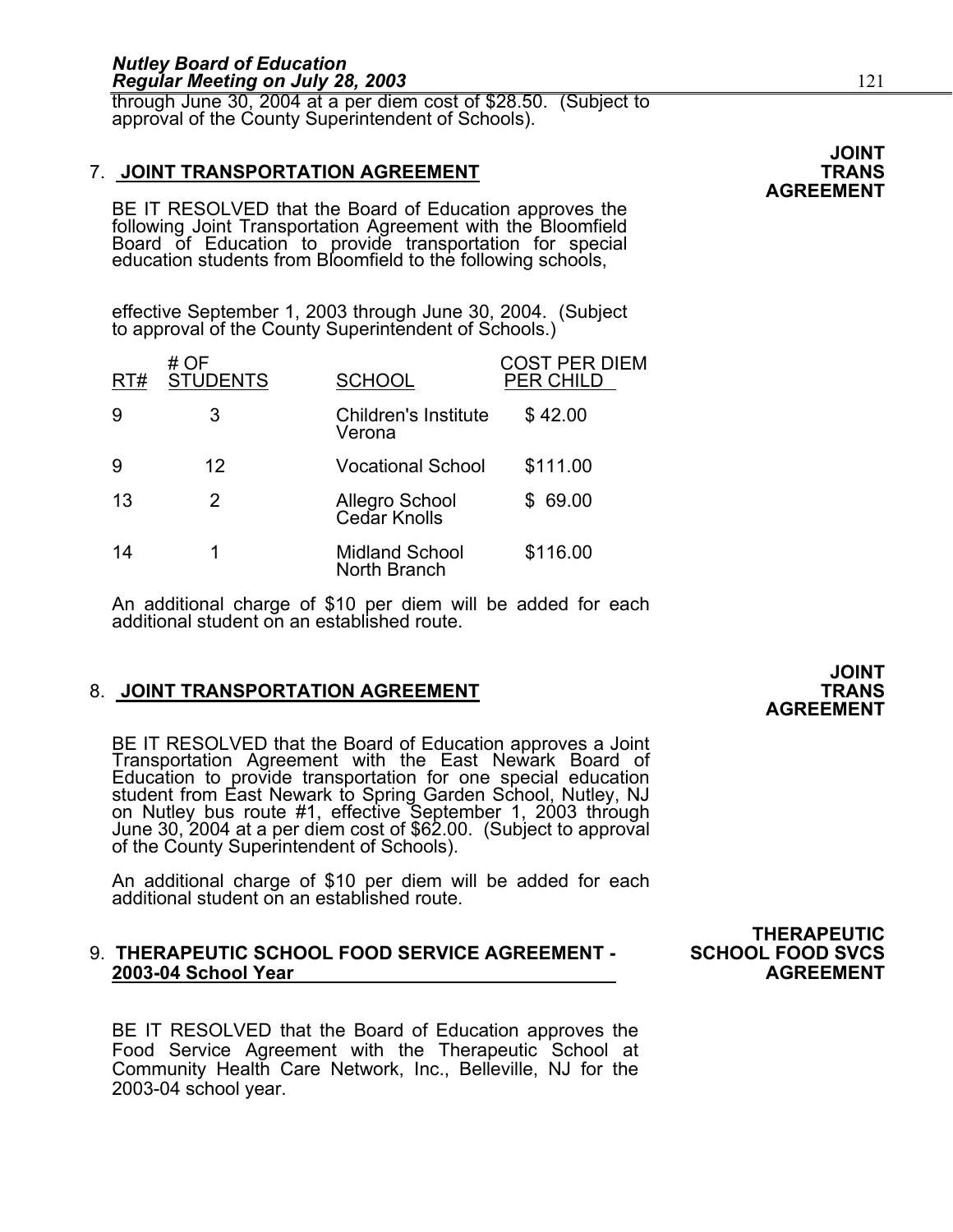through June 30, 2004 at a per diem cost of $28.50. (Subject to approval of the County Superintendent of Schools).

**JOINT TRANS AGREEMENT**

7. **JOINT TRANSPORTATION AGREEMENT**

BE IT RESOLVED that the Board of Education approves the following Joint Transportation Agreement with the Bloomfield Board of Education to provide transportation for special education students from Bloomfield to the following schools,

effective September 1, 2003 through June 30, 2004. (Subject to approval of the County Superintendent of Schools.)

| RT# | # OF STUDENTS | SCHOOL | COST PER DIEM PER CHILD |
|---|---|---|---|
| 9 | 3 | Children's Institute Verona | $ 42.00 |
| 9 | 12 | Vocational School | $111.00 |
| 13 | 2 | Allegro School Cedar Knolls | $ 69.00 |
| 14 | 1 | Midland School North Branch | $116.00 |

An additional charge of $10 per diem will be added for each additional student on an established route.

**JOINT TRANS AGREEMENT**

8. **JOINT TRANSPORTATION AGREEMENT**

BE IT RESOLVED that the Board of Education approves a Joint Transportation Agreement with the East Newark Board of Education to provide transportation for one special education student from East Newark to Spring Garden School, Nutley, NJ on Nutley bus route #1, effective September 1, 2003 through June 30, 2004 at a per diem cost of $62.00. (Subject to approval of the County Superintendent of Schools).

An additional charge of $10 per diem will be added for each additional student on an established route.

**THERAPEUTIC SCHOOL FOOD SVCS AGREEMENT**

9. **THERAPEUTIC SCHOOL FOOD SERVICE AGREEMENT - 2003-04 School Year**

BE IT RESOLVED that the Board of Education approves the Food Service Agreement with the Therapeutic School at Community Health Care Network, Inc., Belleville, NJ for the 2003-04 school year.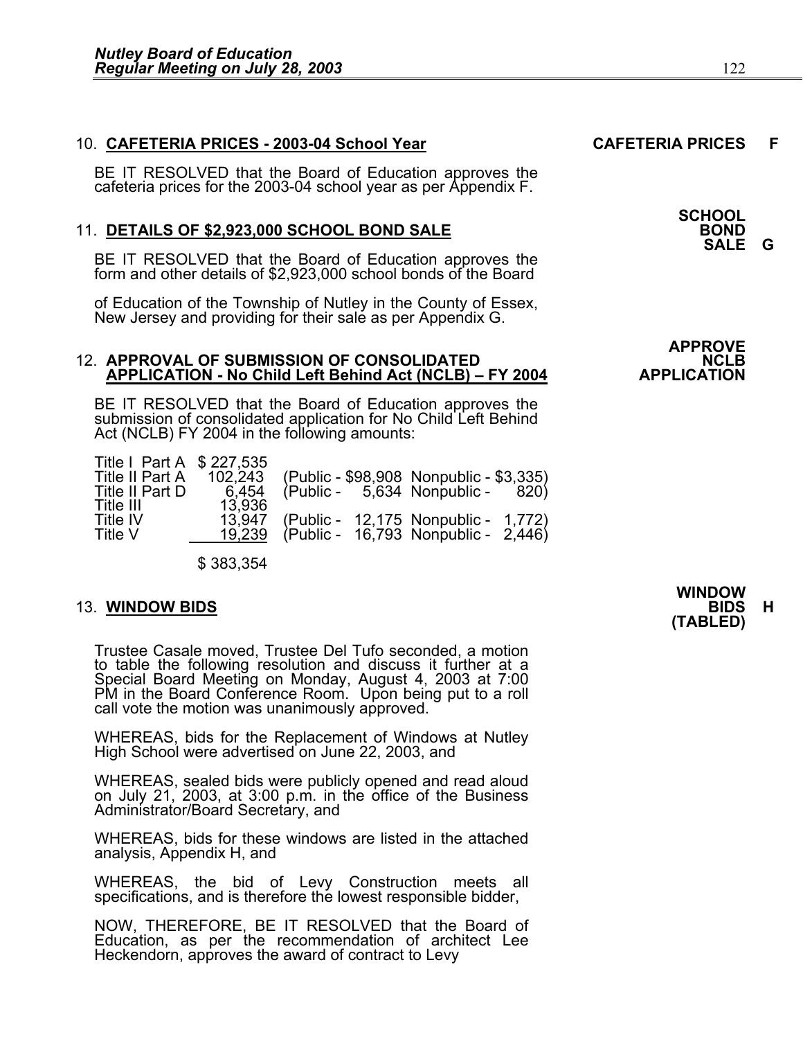10. **CAFETERIA PRICES - 2003-04 School Year** **CAFETERIA PRICES F**

BE IT RESOLVED that the Board of Education approves the cafeteria prices for the 2003-04 school year as per Appendix F.

11. **DETAILS OF $2,923,000 SCHOOL BOND SALE** **SCHOOL BOND SALE G**

BE IT RESOLVED that the Board of Education approves the form and other details of $2,923,000 school bonds of the Board

of Education of the Township of Nutley in the County of Essex, New Jersey and providing for their sale as per Appendix G.

12. **APPROVAL OF SUBMISSION OF CONSOLIDATED APPLICATION - No Child Left Behind Act (NCLB) – FY 2004** **APPROVE NCLB APPLICATION**

BE IT RESOLVED that the Board of Education approves the submission of consolidated application for No Child Left Behind Act (NCLB) FY 2004 in the following amounts:

| | | |
|---|---|---|
| Title I Part A | $ 227,535 | |
| Title II Part A | 102,243 | (Public - $98,908 Nonpublic - $3,335) |
| Title II Part D | 6,454 | (Public - 5,634 Nonpublic - 820) |
| Title III | 13,936 | |
| Title IV | 13,947 | (Public - 12,175 Nonpublic - 1,772) |
| Title V | 19,239 | (Public - 16,793 Nonpublic - 2,446) |
| | $ 383,354 | |

13. **WINDOW BIDS** **WINDOW BIDS H (TABLED)**

Trustee Casale moved, Trustee Del Tufo seconded, a motion to table the following resolution and discuss it further at a Special Board Meeting on Monday, August 4, 2003 at 7:00 PM in the Board Conference Room. Upon being put to a roll call vote the motion was unanimously approved.

WHEREAS, bids for the Replacement of Windows at Nutley High School were advertised on June 22, 2003, and

WHEREAS, sealed bids were publicly opened and read aloud on July 21, 2003, at 3:00 p.m. in the office of the Business Administrator/Board Secretary, and

WHEREAS, bids for these windows are listed in the attached analysis, Appendix H, and

WHEREAS, the bid of Levy Construction meets all specifications, and is therefore the lowest responsible bidder,

NOW, THEREFORE, BE IT RESOLVED that the Board of Education, as per the recommendation of architect Lee Heckendorn, approves the award of contract to Levy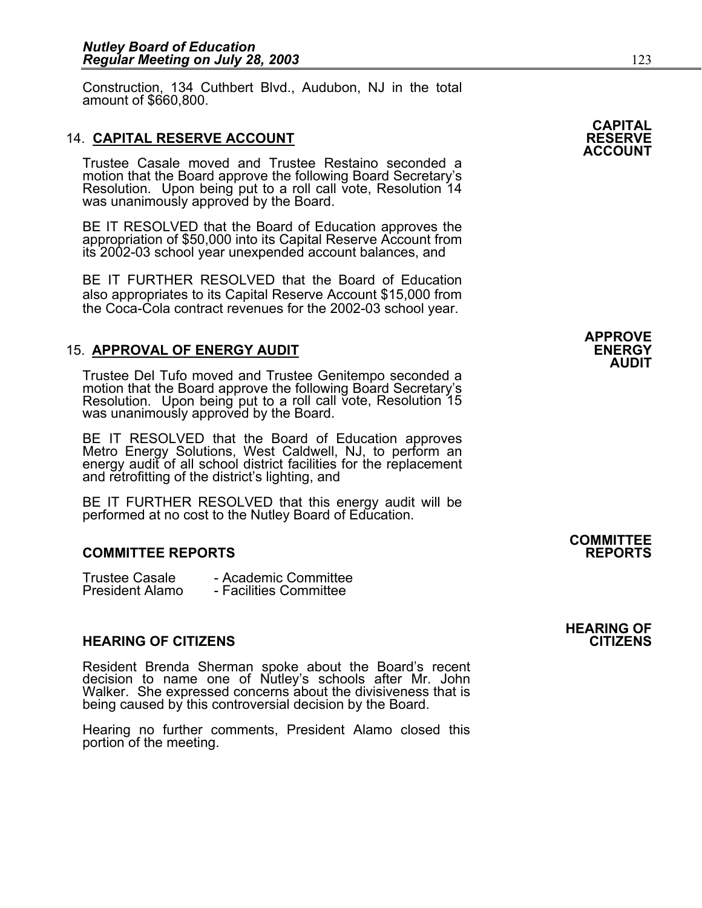Construction, 134 Cuthbert Blvd., Audubon, NJ in the total amount of $660,800.

**CAPITAL RESERVE ACCOUNT**

14. **CAPITAL RESERVE ACCOUNT**

Trustee Casale moved and Trustee Restaino seconded a motion that the Board approve the following Board Secretary's Resolution. Upon being put to a roll call vote, Resolution 14 was unanimously approved by the Board.

BE IT RESOLVED that the Board of Education approves the appropriation of $50,000 into its Capital Reserve Account from its 2002-03 school year unexpended account balances, and

BE IT FURTHER RESOLVED that the Board of Education also appropriates to its Capital Reserve Account $15,000 from the Coca-Cola contract revenues for the 2002-03 school year.

**APPROVE ENERGY AUDIT**

15. **APPROVAL OF ENERGY AUDIT**

Trustee Del Tufo moved and Trustee Genitempo seconded a motion that the Board approve the following Board Secretary's Resolution. Upon being put to a roll call vote, Resolution 15 was unanimously approved by the Board.

BE IT RESOLVED that the Board of Education approves Metro Energy Solutions, West Caldwell, NJ, to perform an energy audit of all school district facilities for the replacement and retrofitting of the district's lighting, and

BE IT FURTHER RESOLVED that this energy audit will be performed at no cost to the Nutley Board of Education.

**COMMITTEE REPORTS**

**COMMITTEE REPORTS**

Trustee Casale - Academic Committee
President Alamo - Facilities Committee

**HEARING OF CITIZENS**

**HEARING OF CITIZENS**

Resident Brenda Sherman spoke about the Board's recent decision to name one of Nutley's schools after Mr. John Walker. She expressed concerns about the divisiveness that is being caused by this controversial decision by the Board.

Hearing no further comments, President Alamo closed this portion of the meeting.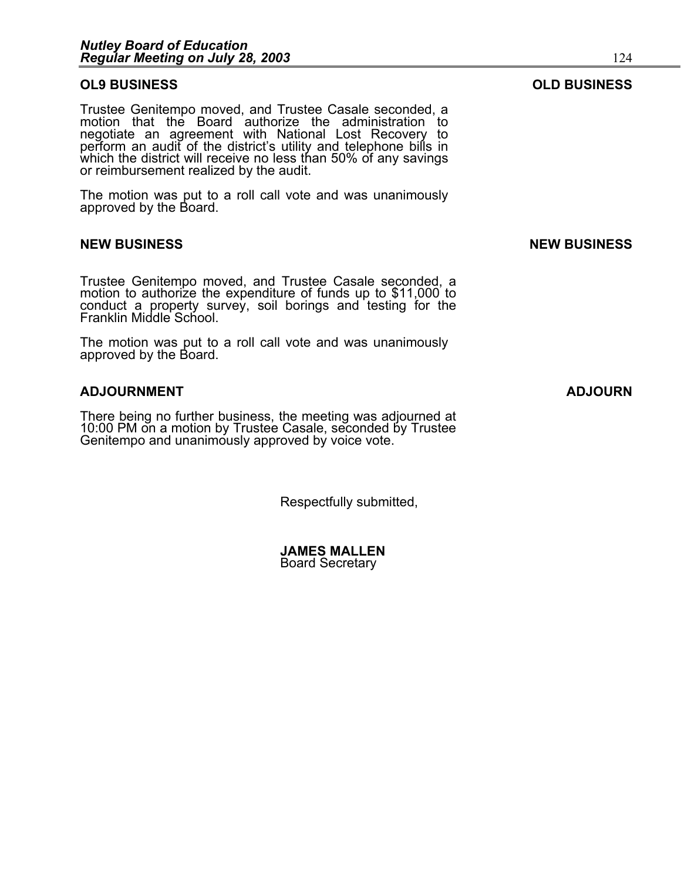**OL9 BUSINESS** **OLD BUSINESS**

Trustee Genitempo moved, and Trustee Casale seconded, a motion that the Board authorize the administration to negotiate an agreement with National Lost Recovery to perform an audit of the district's utility and telephone bills in which the district will receive no less than 50% of any savings or reimbursement realized by the audit.

The motion was put to a roll call vote and was unanimously approved by the Board.

**NEW BUSINESS** **NEW BUSINESS**

Trustee Genitempo moved, and Trustee Casale seconded, a motion to authorize the expenditure of funds up to $11,000 to conduct a property survey, soil borings and testing for the Franklin Middle School.

The motion was put to a roll call vote and was unanimously approved by the Board.

**ADJOURNMENT** **ADJOURN**

There being no further business, the meeting was adjourned at 10:00 PM on a motion by Trustee Casale, seconded by Trustee Genitempo and unanimously approved by voice vote.

Respectfully submitted,

**JAMES MALLEN**
Board Secretary